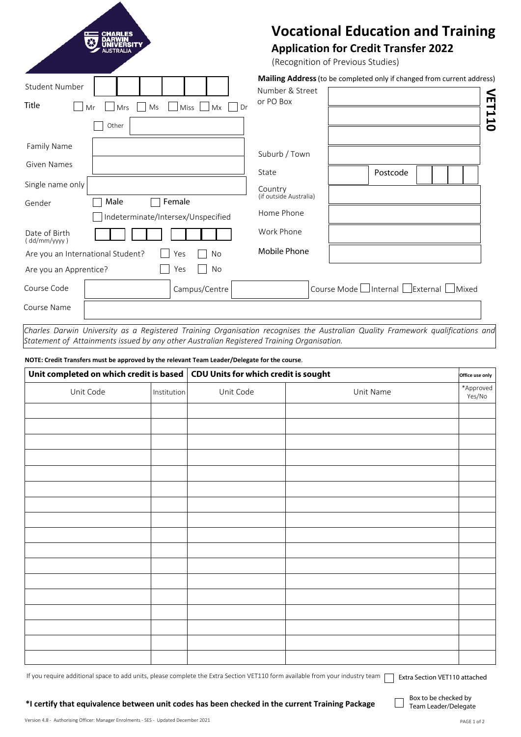CHARLES DARWIN UNIVERSITY AUSTRALIA

# Vocational Education and Training

## Application for Credit Transfer 2022

(Recognition of Previous Studies)

**VET110**

| | |
|---|---|
| Student Number | |
| Title | ☐ Mr ☐ Mrs ☐ Ms ☐ Miss ☐ Mx ☐ Dr ☐ Other |
| Family Name | |
| Given Names | |
| Single name only | |
| Gender | ☐ Male ☐ Female ☐ Indeterminate/Intersex/Unspecified |
| Date of Birth (dd/mm/yyyy) | |
| Are you an International Student? | ☐ Yes ☐ No |
| Are you an Apprentice? | ☐ Yes ☐ No |

**Mailing Address** (to be completed only if changed from current address)

| | |
|---|---|
| Number & Street or PO Box | |
| Suburb / Town | |
| State | Postcode |
| Country (if outside Australia) | |
| Home Phone | |
| Work Phone | |
| Mobile Phone | |

| | | | | | |
|---|---|---|---|---|---|
| Course Code | | Campus/Centre | | Course Mode | ☐ Internal ☐ External ☐ Mixed |
| Course Name | | | | | |

*Charles Darwin University as a Registered Training Organisation recognises the Australian Quality Framework qualifications and Statement of Attainments issued by any other Australian Registered Training Organisation.*

**NOTE: Credit Transfers must be approved by the relevant Team Leader/Delegate for the course.**

| **Unit completed on which credit is based** | | **CDU Units for which credit is sought** | | **Office use only** |
|---|---|---|---|---|
| Unit Code | Institution | Unit Code | Unit Name | *Approved Yes/No |
| | | | | |
| | | | | |
| | | | | |
| | | | | |
| | | | | |
| | | | | |
| | | | | |
| | | | | |
| | | | | |
| | | | | |
| | | | | |
| | | | | |
| | | | | |
| | | | | |
| | | | | |
| | | | | |
| | | | | |

If you require additional space to add units, please complete the Extra Section VET110 form available from your industry team ☐ Extra Section VET110 attached

**\*I certify that equivalence between unit codes has been checked in the current Training Package** ☐ Box to be checked by Team Leader/Delegate

Version 4.8 - Authorising Officer: Manager Enrolments - SES - Updated December 2021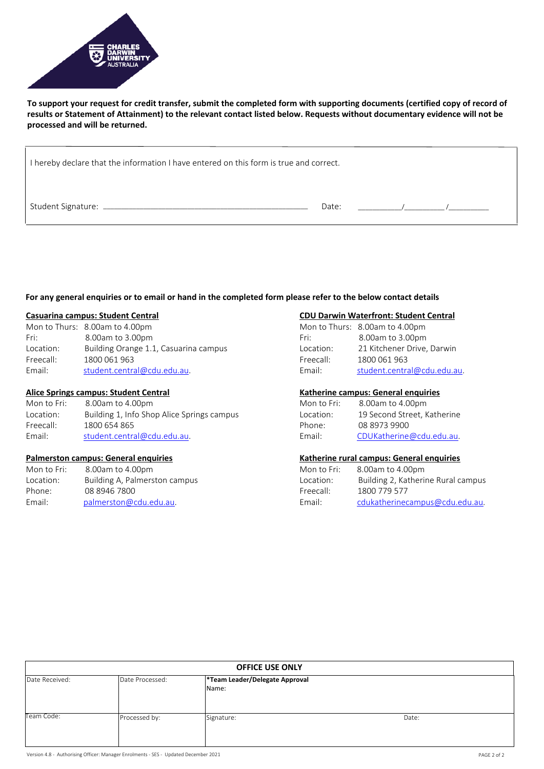**To support your request for credit transfer, submit the completed form with supporting documents (certified copy of record of results or Statement of Attainment) to the relevant contact listed below. Requests without documentary evidence will not be processed and will be returned.**

I hereby declare that the information I have entered on this form is true and correct.

Student Signature: ______________________________ Date: ______/______/______

**For any general enquiries or to email or hand in the completed form please refer to the below contact details**

**Casuarina campus: Student Central**

| | |
|---|---|
| Mon to Thurs: | 8.00am to 4.00pm |
| Fri: | 8.00am to 3.00pm |
| Location: | Building Orange 1.1, Casuarina campus |
| Freecall: | 1800 061 963 |
| Email: | student.central@cdu.edu.au. |

**Alice Springs campus: Student Central**

| | |
|---|---|
| Mon to Fri: | 8.00am to 4.00pm |
| Location: | Building 1, Info Shop Alice Springs campus |
| Freecall: | 1800 654 865 |
| Email: | student.central@cdu.edu.au. |

**Palmerston campus: General enquiries**

| | |
|---|---|
| Mon to Fri: | 8.00am to 4.00pm |
| Location: | Building A, Palmerston campus |
| Phone: | 08 8946 7800 |
| Email: | palmerston@cdu.edu.au. |

**CDU Darwin Waterfront: Student Central**

| | |
|---|---|
| Mon to Thurs: | 8.00am to 4.00pm |
| Fri: | 8.00am to 3.00pm |
| Location: | 21 Kitchener Drive, Darwin |
| Freecall: | 1800 061 963 |
| Email: | student.central@cdu.edu.au. |

**Katherine campus: General enquiries**

| | |
|---|---|
| Mon to Fri: | 8.00am to 4.00pm |
| Location: | 19 Second Street, Katherine |
| Phone: | 08 8973 9900 |
| Email: | CDUKatherine@cdu.edu.au. |

**Katherine rural campus: General enquiries**

| | |
|---|---|
| Mon to Fri: | 8.00am to 4.00pm |
| Location: | Building 2, Katherine Rural campus |
| Freecall: | 1800 779 577 |
| Email: | cdukatherinecampus@cdu.edu.au. |

| OFFICE USE ONLY | | | |
|---|---|---|---|
| Date Received: | Date Processed: | **\*Team Leader/Delegate Approval** Name: | |
| Team Code: | Processed by: | Signature: | Date: |

Version 4.8 - Authorising Officer: Manager Enrolments - SES - Updated December 2021